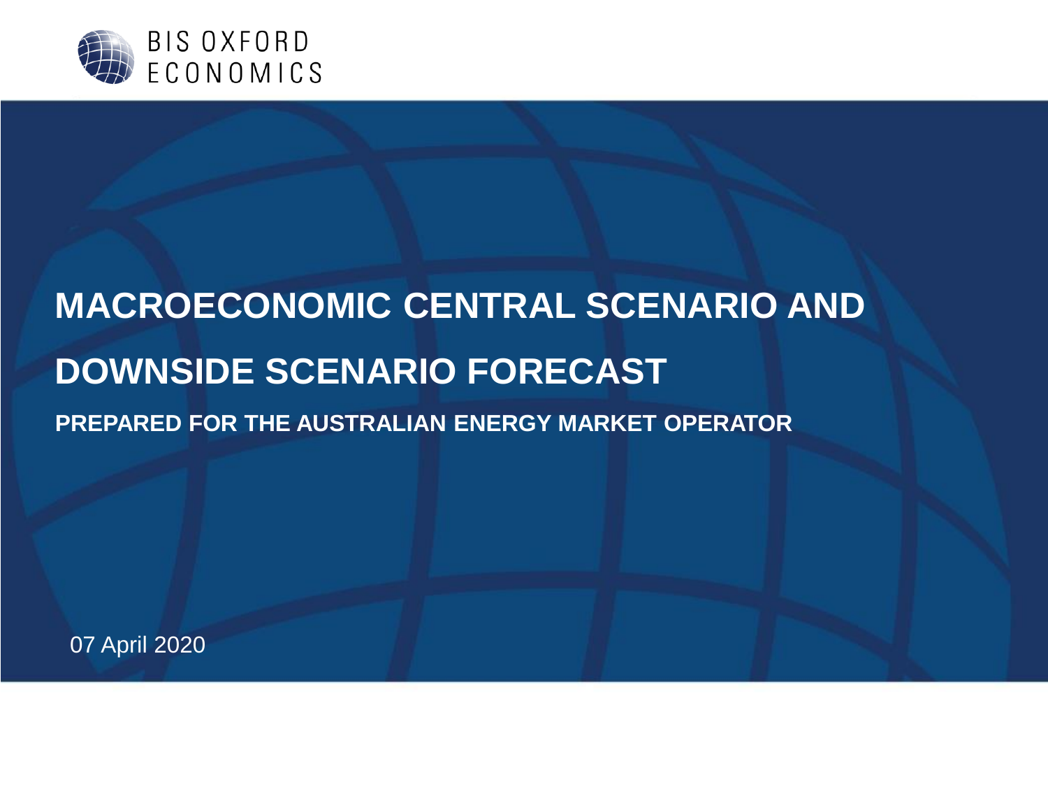BIS OXFORD ECONOMICS

# MACROECONOMIC CENTRAL SCENARIO AND DOWNSIDE SCENARIO FORECAST

## PREPARED FOR THE AUSTRALIAN ENERGY MARKET OPERATOR

07 April 2020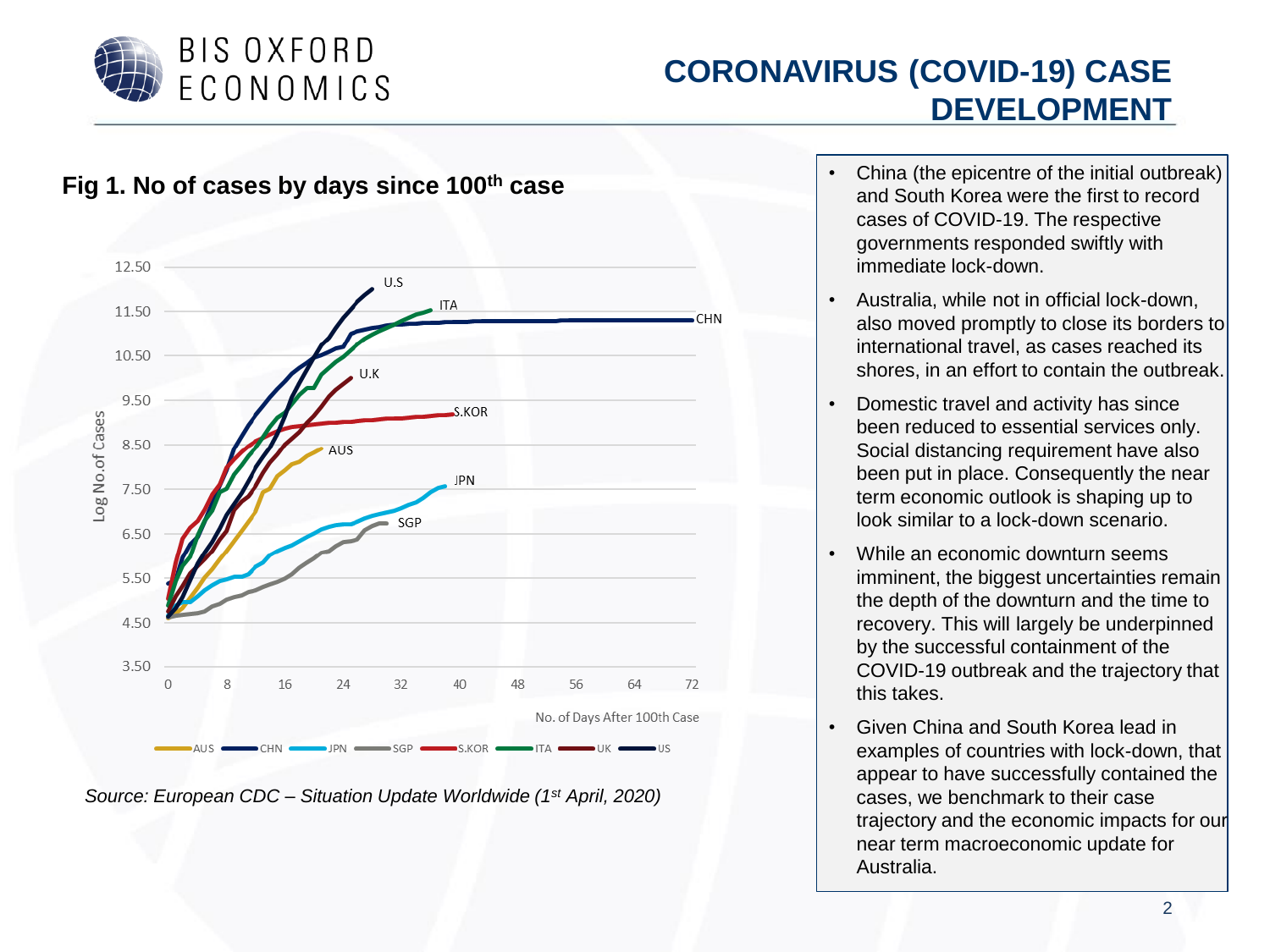# CORONAVIRUS (COVID-19) CASE DEVELOPMENT

## Fig 1. No of cases by days since 100th case

*Source: European CDC – Situation Update Worldwide (1st April, 2020)*

- China (the epicentre of the initial outbreak) and South Korea were the first to record cases of COVID-19. The respective governments responded swiftly with immediate lock-down.
- Australia, while not in official lock-down, also moved promptly to close its borders to international travel, as cases reached its shores, in an effort to contain the outbreak.
- Domestic travel and activity has since been reduced to essential services only. Social distancing requirement have also been put in place. Consequently the near term economic outlook is shaping up to look similar to a lock-down scenario.
- While an economic downturn seems imminent, the biggest uncertainties remain the depth of the downturn and the time to recovery. This will largely be underpinned by the successful containment of the COVID-19 outbreak and the trajectory that this takes.
- Given China and South Korea lead in examples of countries with lock-down, that appear to have successfully contained the cases, we benchmark to their case trajectory and the economic impacts for our near term macroeconomic update for Australia.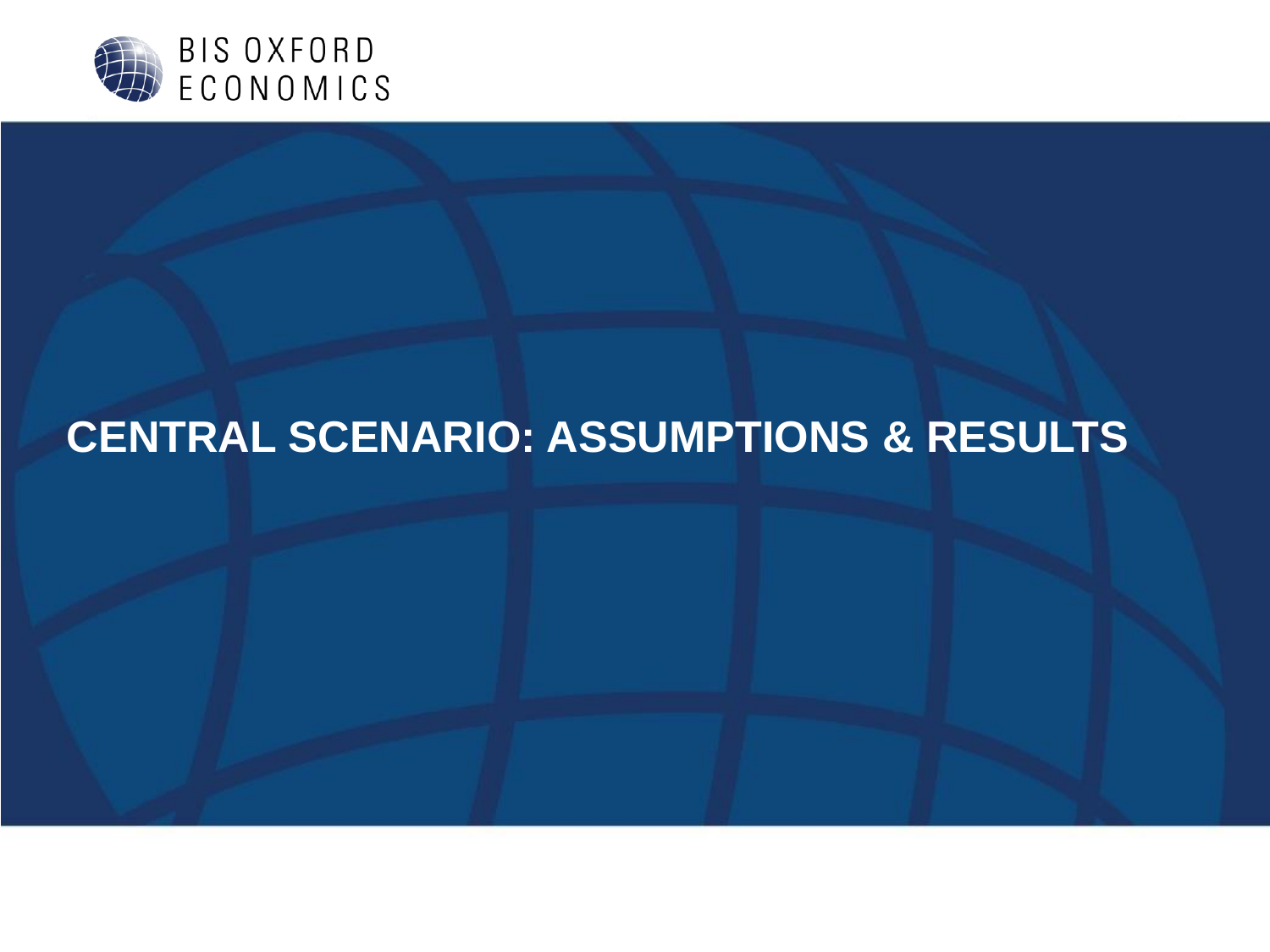# CENTRAL SCENARIO: ASSUMPTIONS & RESULTS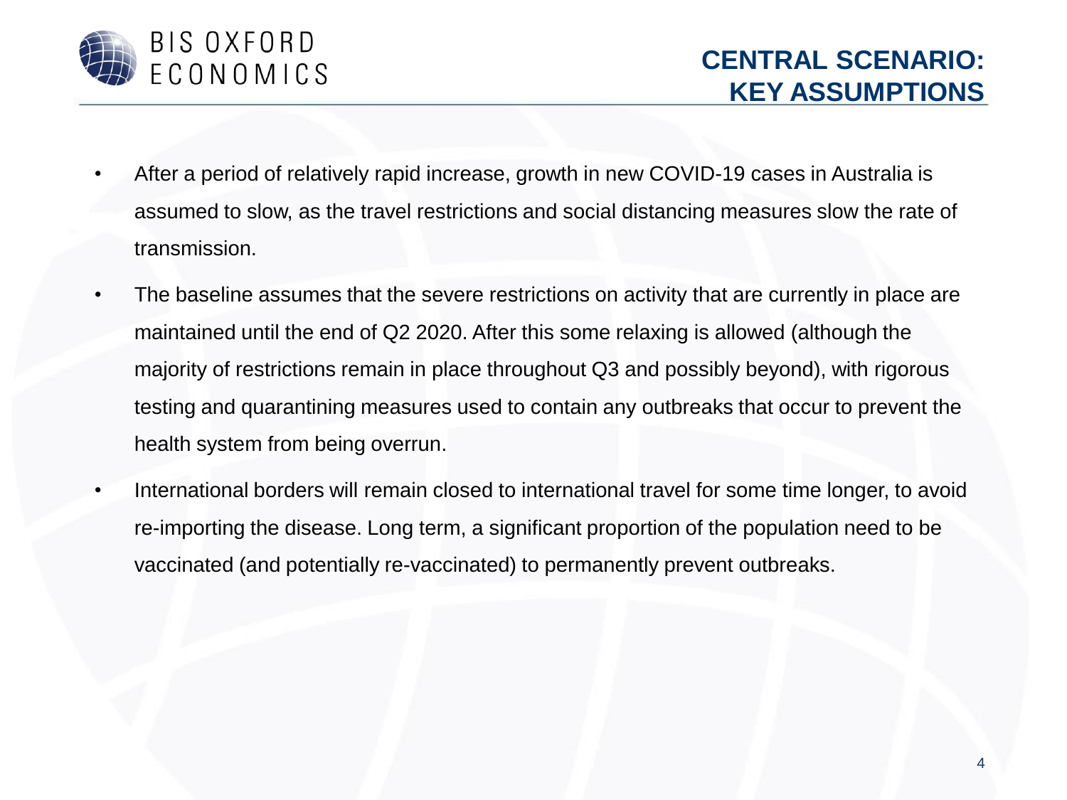# CENTRAL SCENARIO: KEY ASSUMPTIONS

- After a period of relatively rapid increase, growth in new COVID-19 cases in Australia is assumed to slow, as the travel restrictions and social distancing measures slow the rate of transmission.
- The baseline assumes that the severe restrictions on activity that are currently in place are maintained until the end of Q2 2020. After this some relaxing is allowed (although the majority of restrictions remain in place throughout Q3 and possibly beyond), with rigorous testing and quarantining measures used to contain any outbreaks that occur to prevent the health system from being overrun.
- International borders will remain closed to international travel for some time longer, to avoid re-importing the disease. Long term, a significant proportion of the population need to be vaccinated (and potentially re-vaccinated) to permanently prevent outbreaks.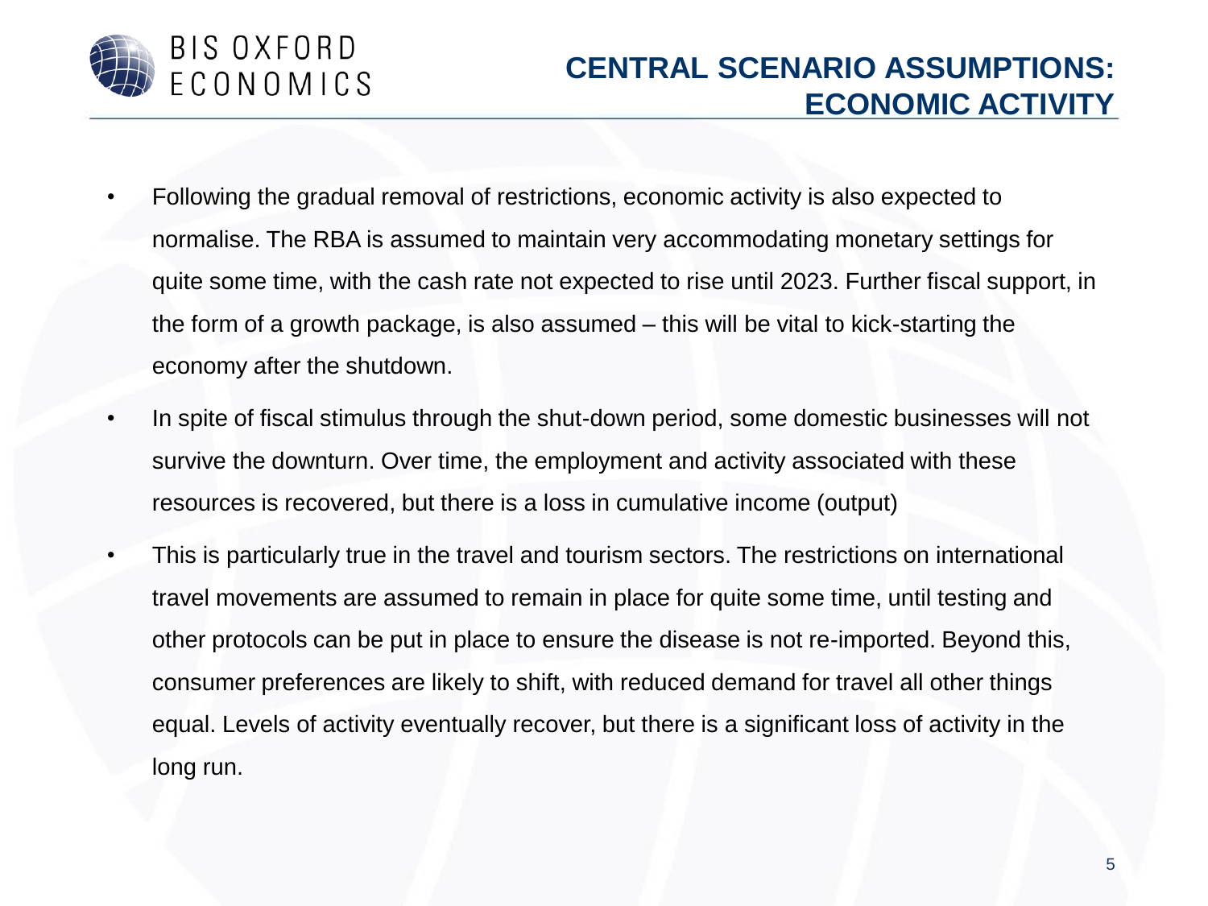# CENTRAL SCENARIO ASSUMPTIONS: ECONOMIC ACTIVITY

- Following the gradual removal of restrictions, economic activity is also expected to normalise. The RBA is assumed to maintain very accommodating monetary settings for quite some time, with the cash rate not expected to rise until 2023. Further fiscal support, in the form of a growth package, is also assumed – this will be vital to kick-starting the economy after the shutdown.
- In spite of fiscal stimulus through the shut-down period, some domestic businesses will not survive the downturn. Over time, the employment and activity associated with these resources is recovered, but there is a loss in cumulative income (output)
- This is particularly true in the travel and tourism sectors. The restrictions on international travel movements are assumed to remain in place for quite some time, until testing and other protocols can be put in place to ensure the disease is not re-imported. Beyond this, consumer preferences are likely to shift, with reduced demand for travel all other things equal. Levels of activity eventually recover, but there is a significant loss of activity in the long run.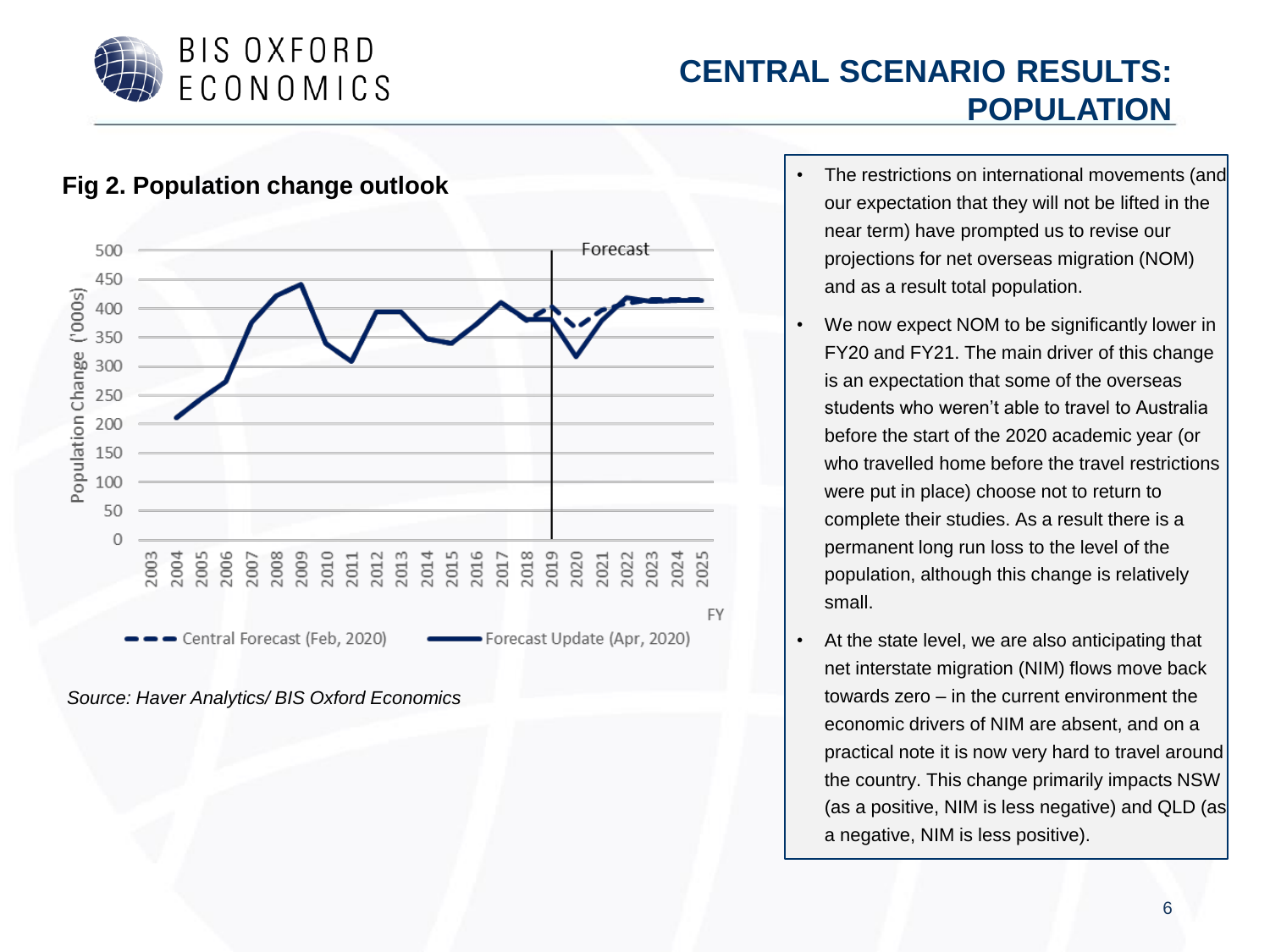# CENTRAL SCENARIO RESULTS: POPULATION

## Fig 2. Population change outlook

*Source: Haver Analytics/ BIS Oxford Economics*

- The restrictions on international movements (and our expectation that they will not be lifted in the near term) have prompted us to revise our projections for net overseas migration (NOM) and as a result total population.
- We now expect NOM to be significantly lower in FY20 and FY21. The main driver of this change is an expectation that some of the overseas students who weren't able to travel to Australia before the start of the 2020 academic year (or who travelled home before the travel restrictions were put in place) choose not to return to complete their studies. As a result there is a permanent long run loss to the level of the population, although this change is relatively small.
- At the state level, we are also anticipating that net interstate migration (NIM) flows move back towards zero – in the current environment the economic drivers of NIM are absent, and on a practical note it is now very hard to travel around the country. This change primarily impacts NSW (as a positive, NIM is less negative) and QLD (as a negative, NIM is less positive).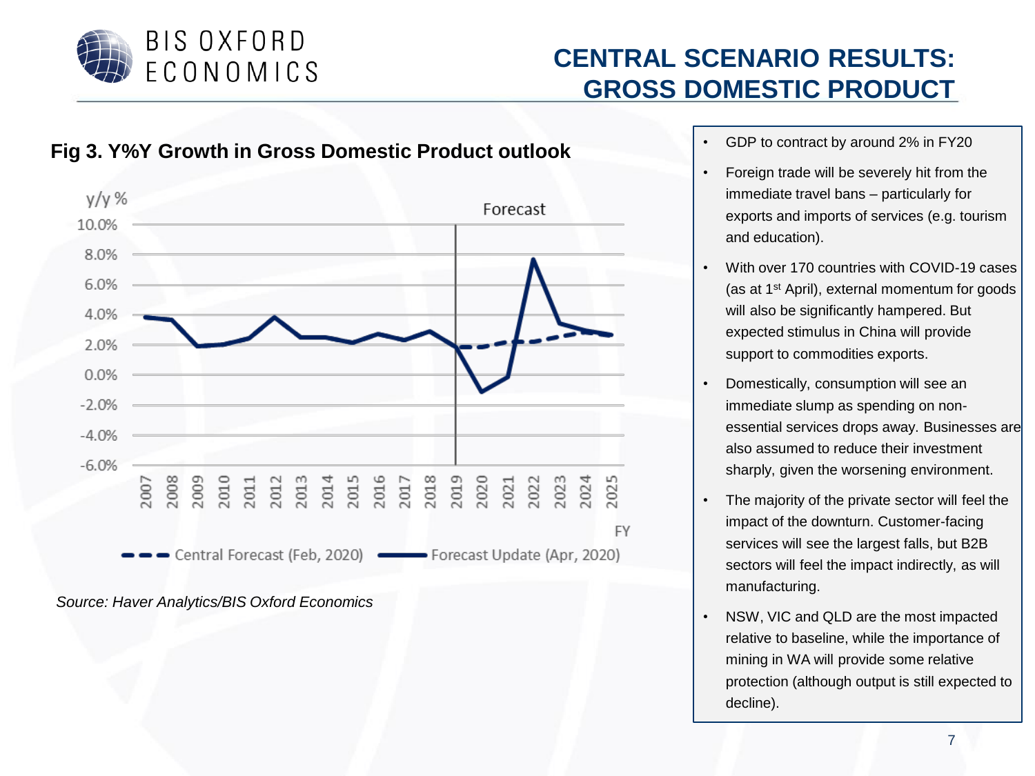# CENTRAL SCENARIO RESULTS: GROSS DOMESTIC PRODUCT

**Fig 3. Y%Y Growth in Gross Domestic Product outlook**

*Source: Haver Analytics/BIS Oxford Economics*

- GDP to contract by around 2% in FY20
- Foreign trade will be severely hit from the immediate travel bans – particularly for exports and imports of services (e.g. tourism and education).
- With over 170 countries with COVID-19 cases (as at 1st April), external momentum for goods will also be significantly hampered. But expected stimulus in China will provide support to commodities exports.
- Domestically, consumption will see an immediate slump as spending on non-essential services drops away. Businesses are also assumed to reduce their investment sharply, given the worsening environment.
- The majority of the private sector will feel the impact of the downturn. Customer-facing services will see the largest falls, but B2B sectors will feel the impact indirectly, as will manufacturing.
- NSW, VIC and QLD are the most impacted relative to baseline, while the importance of mining in WA will provide some relative protection (although output is still expected to decline).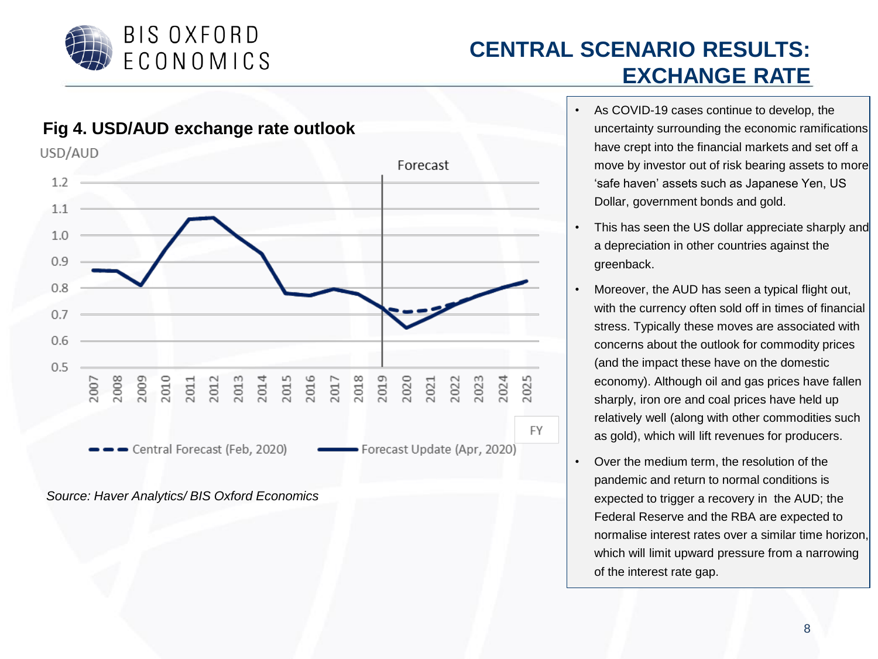# CENTRAL SCENARIO RESULTS: EXCHANGE RATE

## Fig 4. USD/AUD exchange rate outlook

*Source: Haver Analytics/ BIS Oxford Economics*

- As COVID-19 cases continue to develop, the uncertainty surrounding the economic ramifications have crept into the financial markets and set off a move by investor out of risk bearing assets to more 'safe haven' assets such as Japanese Yen, US Dollar, government bonds and gold.
- This has seen the US dollar appreciate sharply and a depreciation in other countries against the greenback.
- Moreover, the AUD has seen a typical flight out, with the currency often sold off in times of financial stress. Typically these moves are associated with concerns about the outlook for commodity prices (and the impact these have on the domestic economy). Although oil and gas prices have fallen sharply, iron ore and coal prices have held up relatively well (along with other commodities such as gold), which will lift revenues for producers.
- Over the medium term, the resolution of the pandemic and return to normal conditions is expected to trigger a recovery in the AUD; the Federal Reserve and the RBA are expected to normalise interest rates over a similar time horizon, which will limit upward pressure from a narrowing of the interest rate gap.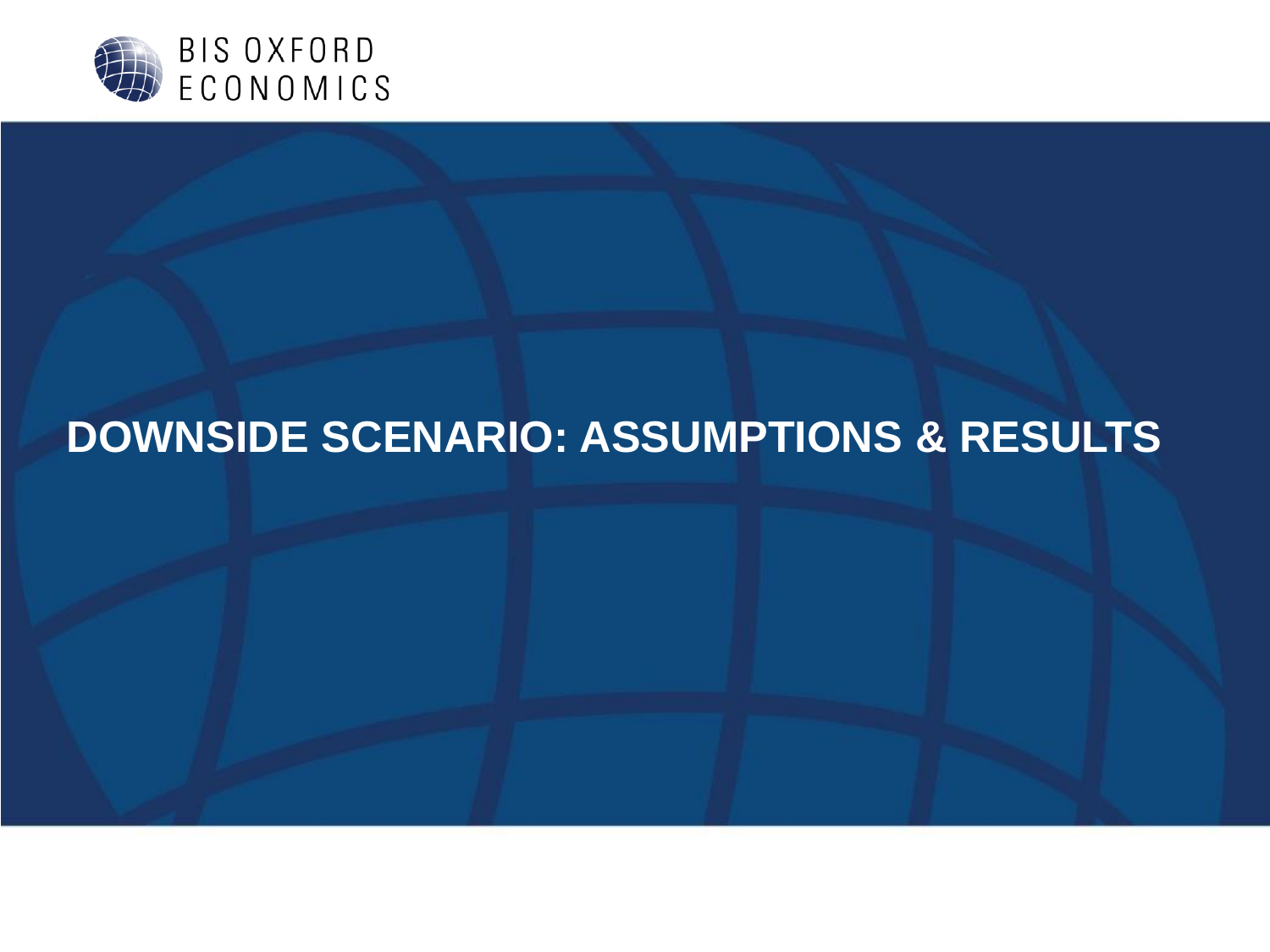# DOWNSIDE SCENARIO: ASSUMPTIONS & RESULTS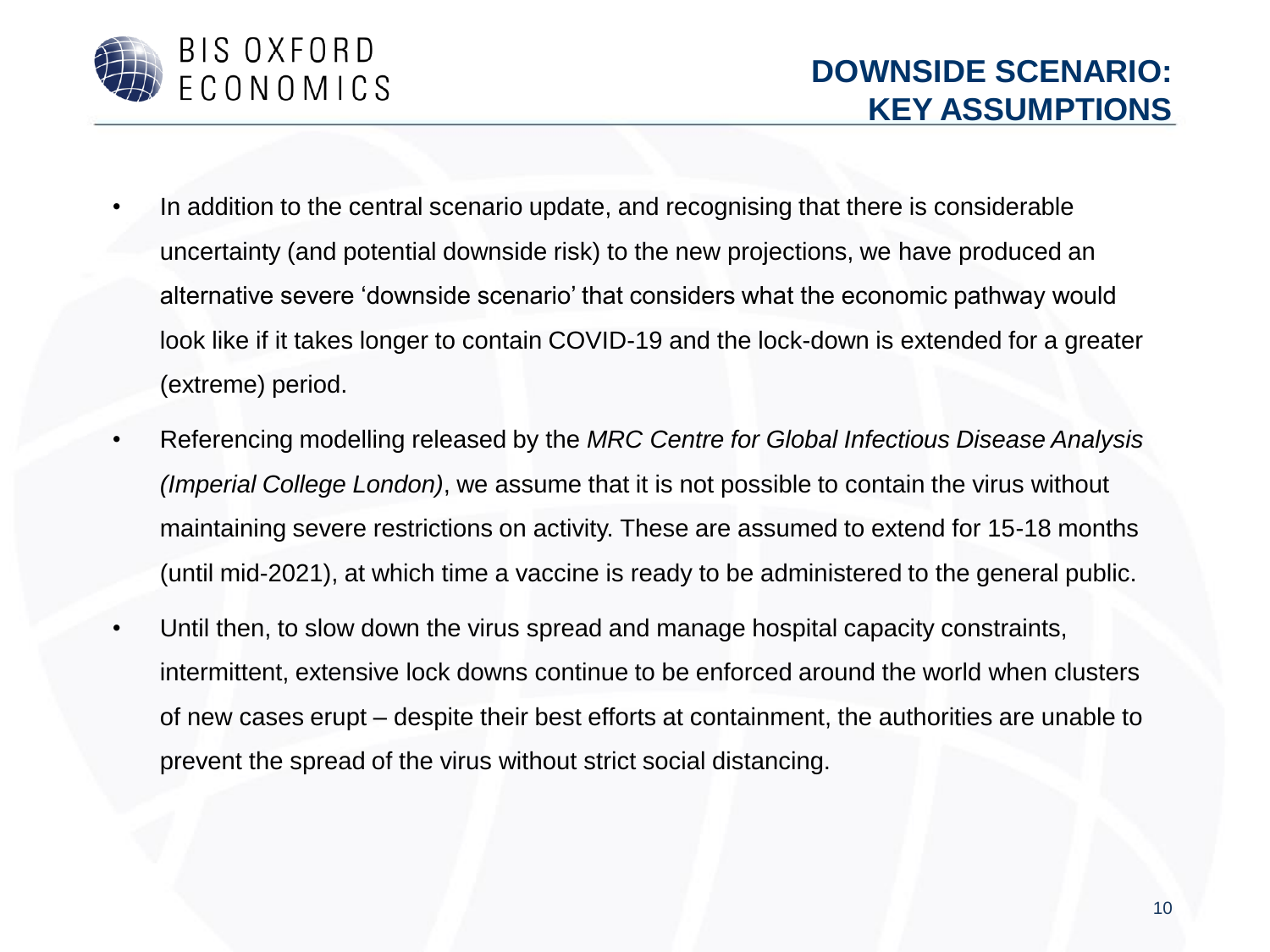# DOWNSIDE SCENARIO: KEY ASSUMPTIONS

- In addition to the central scenario update, and recognising that there is considerable uncertainty (and potential downside risk) to the new projections, we have produced an alternative severe 'downside scenario' that considers what the economic pathway would look like if it takes longer to contain COVID-19 and the lock-down is extended for a greater (extreme) period.
- Referencing modelling released by the *MRC Centre for Global Infectious Disease Analysis (Imperial College London)*, we assume that it is not possible to contain the virus without maintaining severe restrictions on activity. These are assumed to extend for 15-18 months (until mid-2021), at which time a vaccine is ready to be administered to the general public.
- Until then, to slow down the virus spread and manage hospital capacity constraints, intermittent, extensive lock downs continue to be enforced around the world when clusters of new cases erupt – despite their best efforts at containment, the authorities are unable to prevent the spread of the virus without strict social distancing.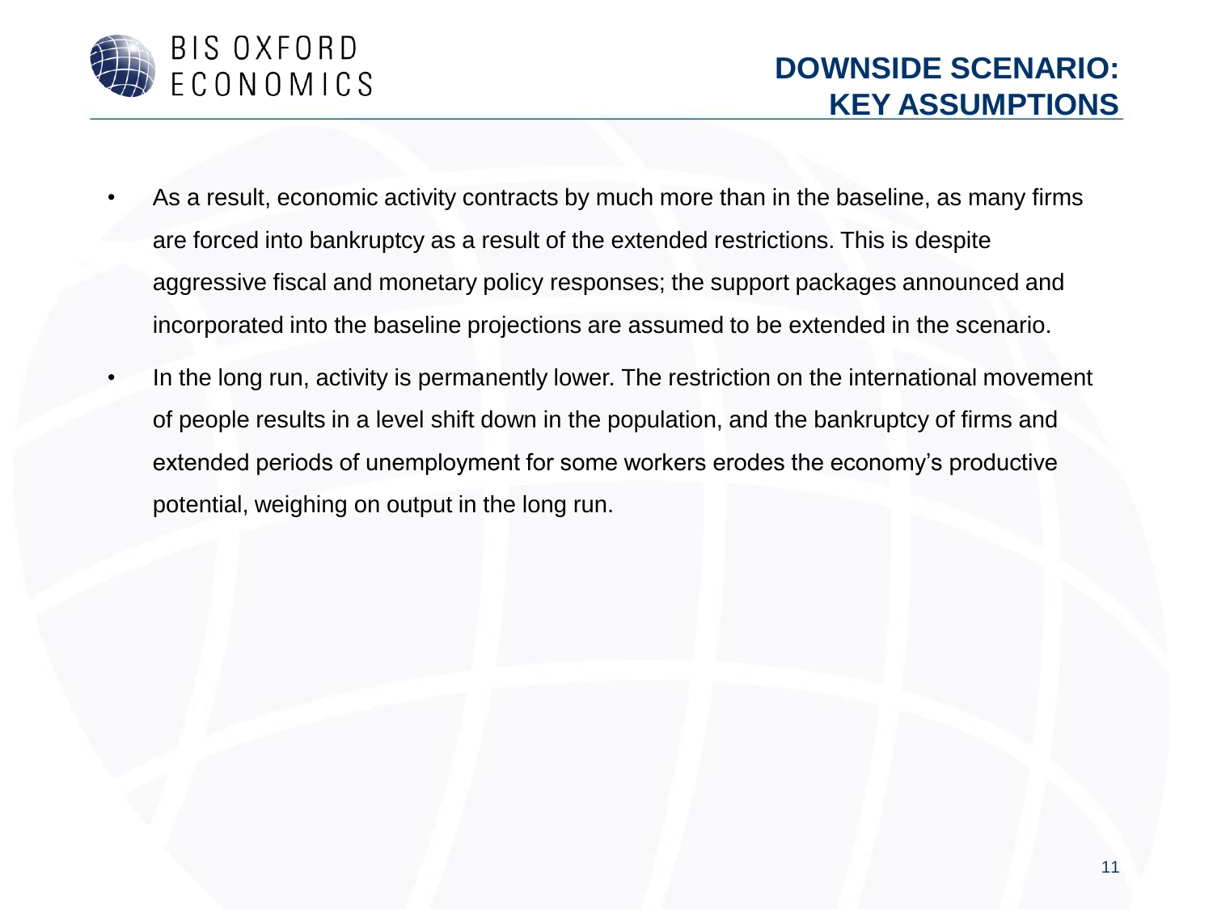# DOWNSIDE SCENARIO: KEY ASSUMPTIONS

- As a result, economic activity contracts by much more than in the baseline, as many firms are forced into bankruptcy as a result of the extended restrictions. This is despite aggressive fiscal and monetary policy responses; the support packages announced and incorporated into the baseline projections are assumed to be extended in the scenario.
- In the long run, activity is permanently lower. The restriction on the international movement of people results in a level shift down in the population, and the bankruptcy of firms and extended periods of unemployment for some workers erodes the economy's productive potential, weighing on output in the long run.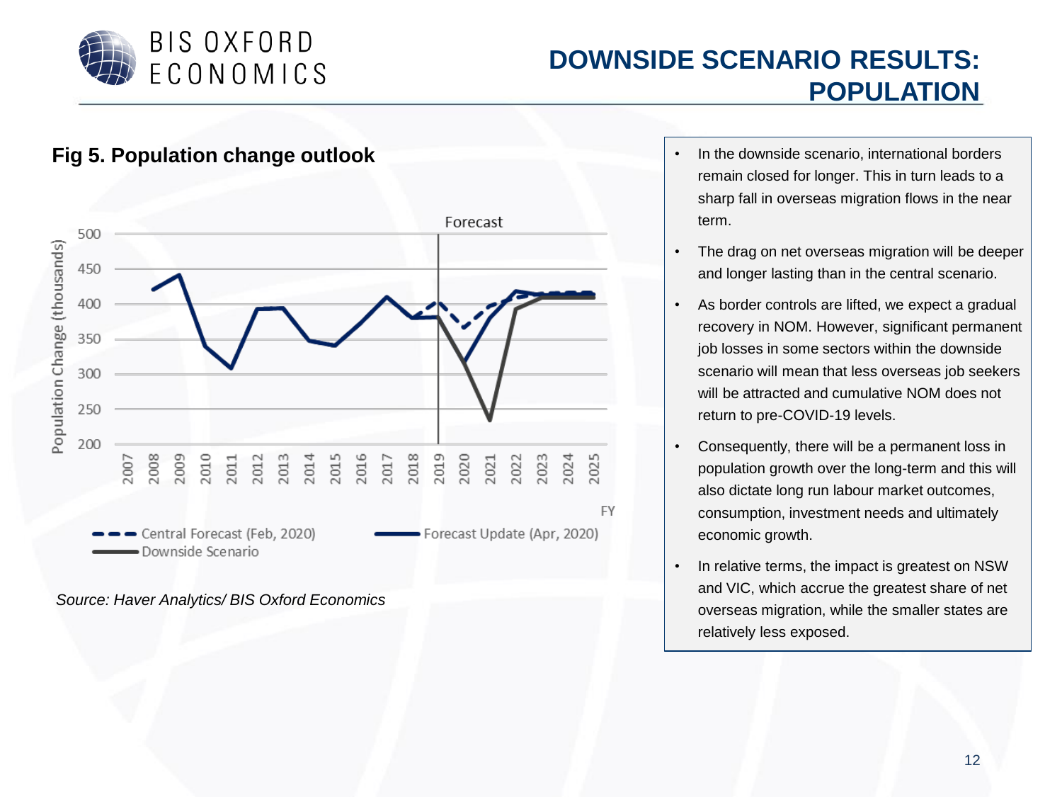# DOWNSIDE SCENARIO RESULTS: POPULATION

## Fig 5. Population change outlook

*Source: Haver Analytics/ BIS Oxford Economics*

- In the downside scenario, international borders remain closed for longer. This in turn leads to a sharp fall in overseas migration flows in the near term.
- The drag on net overseas migration will be deeper and longer lasting than in the central scenario.
- As border controls are lifted, we expect a gradual recovery in NOM. However, significant permanent job losses in some sectors within the downside scenario will mean that less overseas job seekers will be attracted and cumulative NOM does not return to pre-COVID-19 levels.
- Consequently, there will be a permanent loss in population growth over the long-term and this will also dictate long run labour market outcomes, consumption, investment needs and ultimately economic growth.
- In relative terms, the impact is greatest on NSW and VIC, which accrue the greatest share of net overseas migration, while the smaller states are relatively less exposed.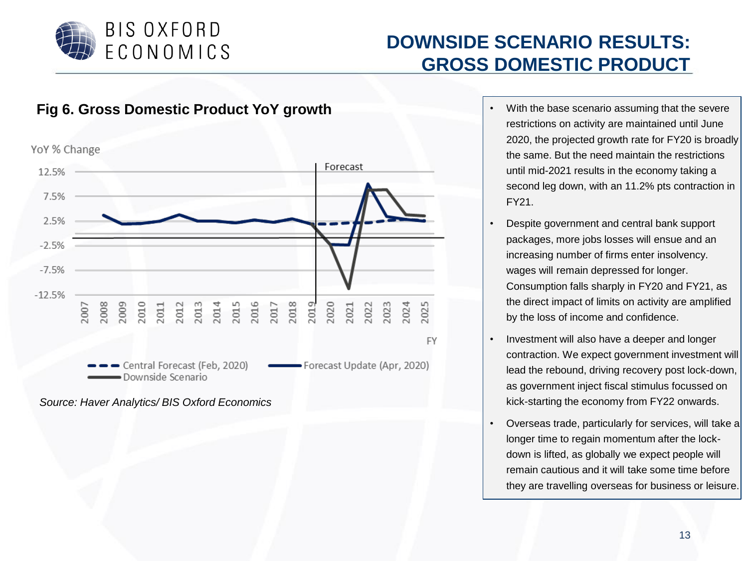# DOWNSIDE SCENARIO RESULTS: GROSS DOMESTIC PRODUCT

**Fig 6. Gross Domestic Product YoY growth**

*Source: Haver Analytics/ BIS Oxford Economics*

- With the base scenario assuming that the severe restrictions on activity are maintained until June 2020, the projected growth rate for FY20 is broadly the same. But the need maintain the restrictions until mid-2021 results in the economy taking a second leg down, with an 11.2% pts contraction in FY21.
- Despite government and central bank support packages, more jobs losses will ensue and an increasing number of firms enter insolvency. wages will remain depressed for longer. Consumption falls sharply in FY20 and FY21, as the direct impact of limits on activity are amplified by the loss of income and confidence.
- Investment will also have a deeper and longer contraction. We expect government investment will lead the rebound, driving recovery post lock-down, as government inject fiscal stimulus focussed on kick-starting the economy from FY22 onwards.
- Overseas trade, particularly for services, will take a longer time to regain momentum after the lock-down is lifted, as globally we expect people will remain cautious and it will take some time before they are travelling overseas for business or leisure.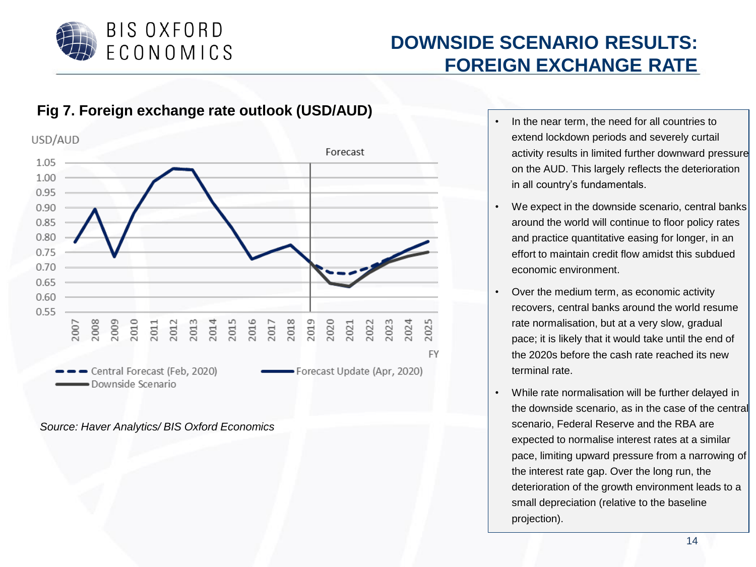# DOWNSIDE SCENARIO RESULTS: FOREIGN EXCHANGE RATE

## Fig 7. Foreign exchange rate outlook (USD/AUD)

*Source: Haver Analytics/ BIS Oxford Economics*

- In the near term, the need for all countries to extend lockdown periods and severely curtail activity results in limited further downward pressure on the AUD. This largely reflects the deterioration in all country's fundamentals.
- We expect in the downside scenario, central banks around the world will continue to floor policy rates and practice quantitative easing for longer, in an effort to maintain credit flow amidst this subdued economic environment.
- Over the medium term, as economic activity recovers, central banks around the world resume rate normalisation, but at a very slow, gradual pace; it is likely that it would take until the end of the 2020s before the cash rate reached its new terminal rate.
- While rate normalisation will be further delayed in the downside scenario, as in the case of the central scenario, Federal Reserve and the RBA are expected to normalise interest rates at a similar pace, limiting upward pressure from a narrowing of the interest rate gap. Over the long run, the deterioration of the growth environment leads to a small depreciation (relative to the baseline projection).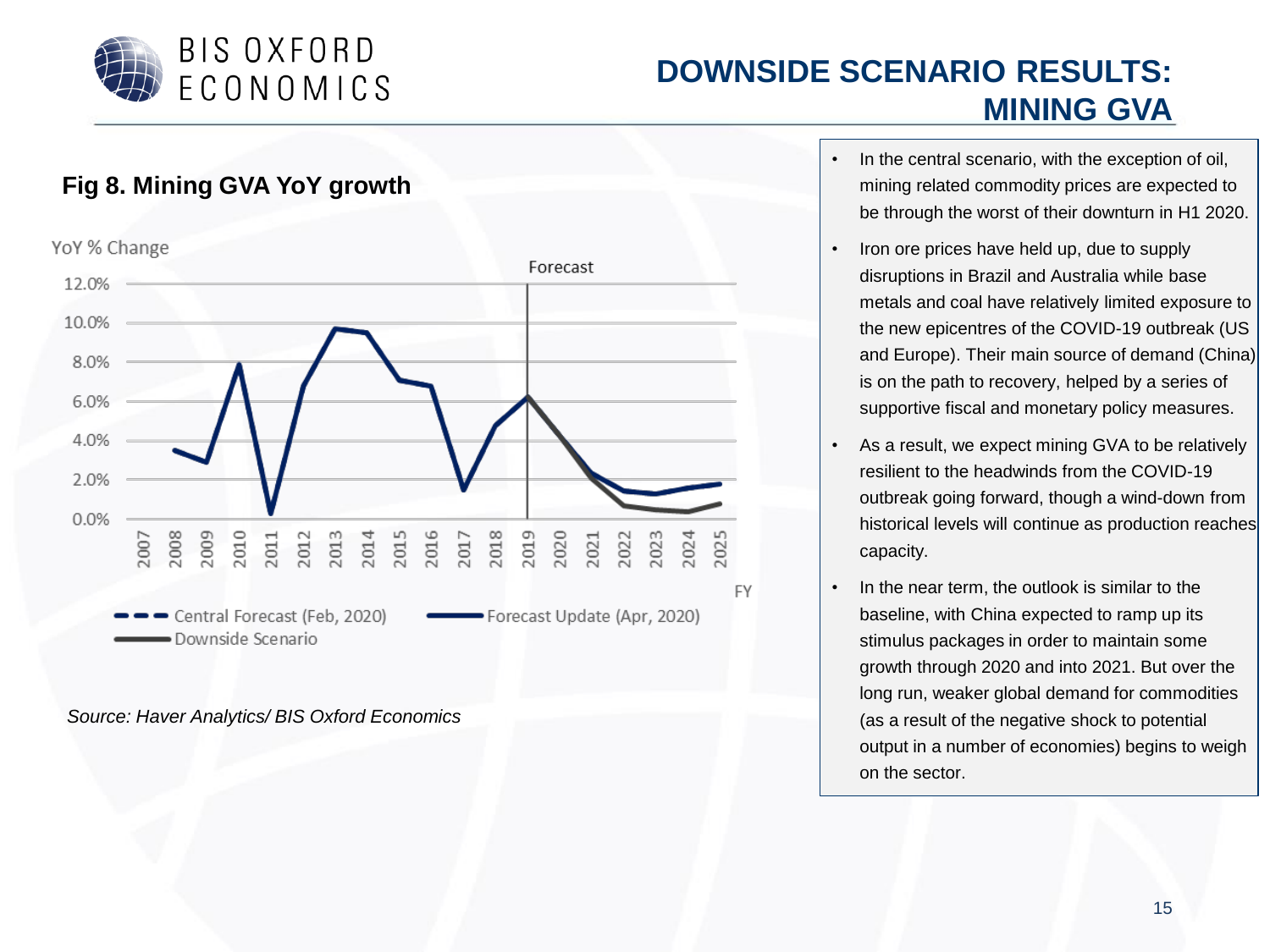# DOWNSIDE SCENARIO RESULTS: MINING GVA

**Fig 8. Mining GVA YoY growth**

*Source: Haver Analytics/ BIS Oxford Economics*

- In the central scenario, with the exception of oil, mining related commodity prices are expected to be through the worst of their downturn in H1 2020.
- Iron ore prices have held up, due to supply disruptions in Brazil and Australia while base metals and coal have relatively limited exposure to the new epicentres of the COVID-19 outbreak (US and Europe). Their main source of demand (China) is on the path to recovery, helped by a series of supportive fiscal and monetary policy measures.
- As a result, we expect mining GVA to be relatively resilient to the headwinds from the COVID-19 outbreak going forward, though a wind-down from historical levels will continue as production reaches capacity.
- In the near term, the outlook is similar to the baseline, with China expected to ramp up its stimulus packages in order to maintain some growth through 2020 and into 2021. But over the long run, weaker global demand for commodities (as a result of the negative shock to potential output in a number of economies) begins to weigh on the sector.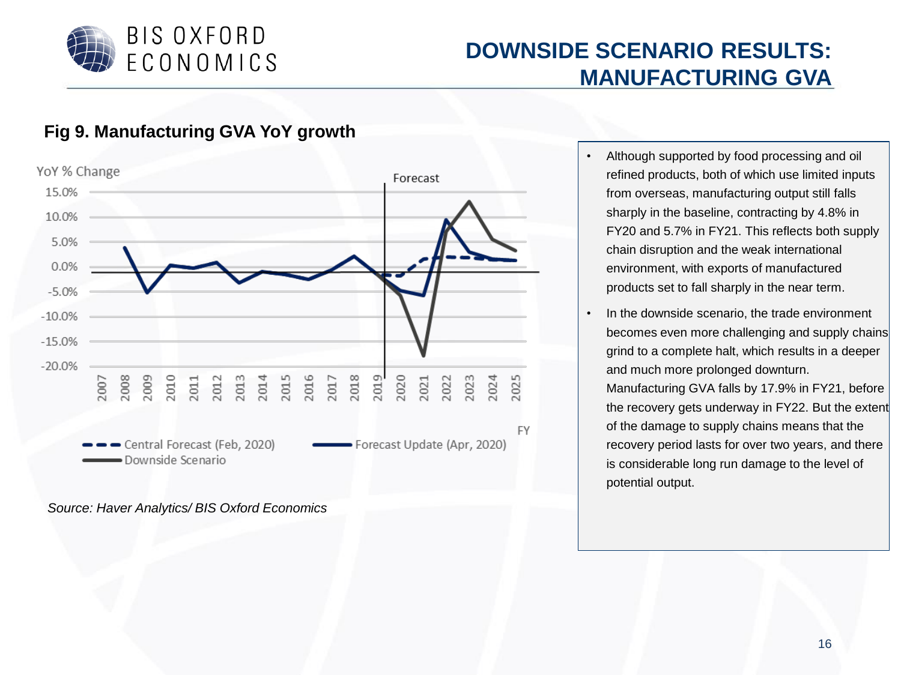# DOWNSIDE SCENARIO RESULTS: MANUFACTURING GVA

## Fig 9. Manufacturing GVA YoY growth

*Source: Haver Analytics/ BIS Oxford Economics*

- Although supported by food processing and oil refined products, both of which use limited inputs from overseas, manufacturing output still falls sharply in the baseline, contracting by 4.8% in FY20 and 5.7% in FY21. This reflects both supply chain disruption and the weak international environment, with exports of manufactured products set to fall sharply in the near term.
- In the downside scenario, the trade environment becomes even more challenging and supply chains grind to a complete halt, which results in a deeper and much more prolonged downturn. Manufacturing GVA falls by 17.9% in FY21, before the recovery gets underway in FY22. But the extent of the damage to supply chains means that the recovery period lasts for over two years, and there is considerable long run damage to the level of potential output.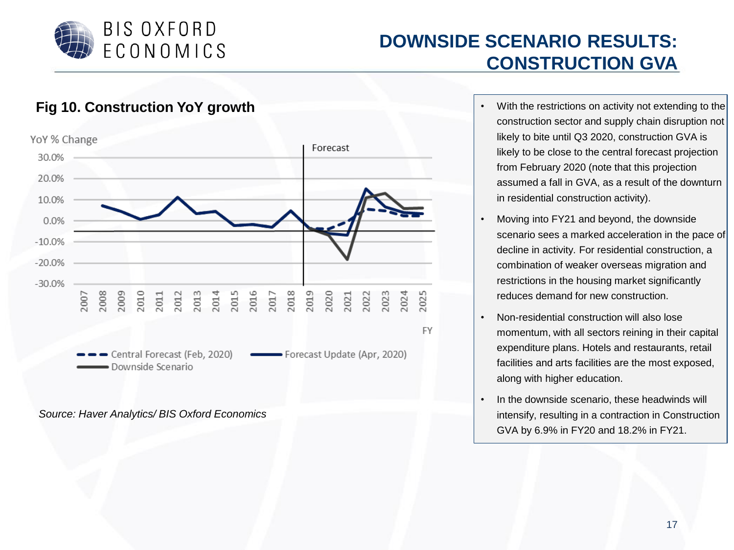# DOWNSIDE SCENARIO RESULTS: CONSTRUCTION GVA

## Fig 10. Construction YoY growth

*Source: Haver Analytics/ BIS Oxford Economics*

- With the restrictions on activity not extending to the construction sector and supply chain disruption not likely to bite until Q3 2020, construction GVA is likely to be close to the central forecast projection from February 2020 (note that this projection assumed a fall in GVA, as a result of the downturn in residential construction activity).
- Moving into FY21 and beyond, the downside scenario sees a marked acceleration in the pace of decline in activity. For residential construction, a combination of weaker overseas migration and restrictions in the housing market significantly reduces demand for new construction.
- Non-residential construction will also lose momentum, with all sectors reining in their capital expenditure plans. Hotels and restaurants, retail facilities and arts facilities are the most exposed, along with higher education.
- In the downside scenario, these headwinds will intensify, resulting in a contraction in Construction GVA by 6.9% in FY20 and 18.2% in FY21.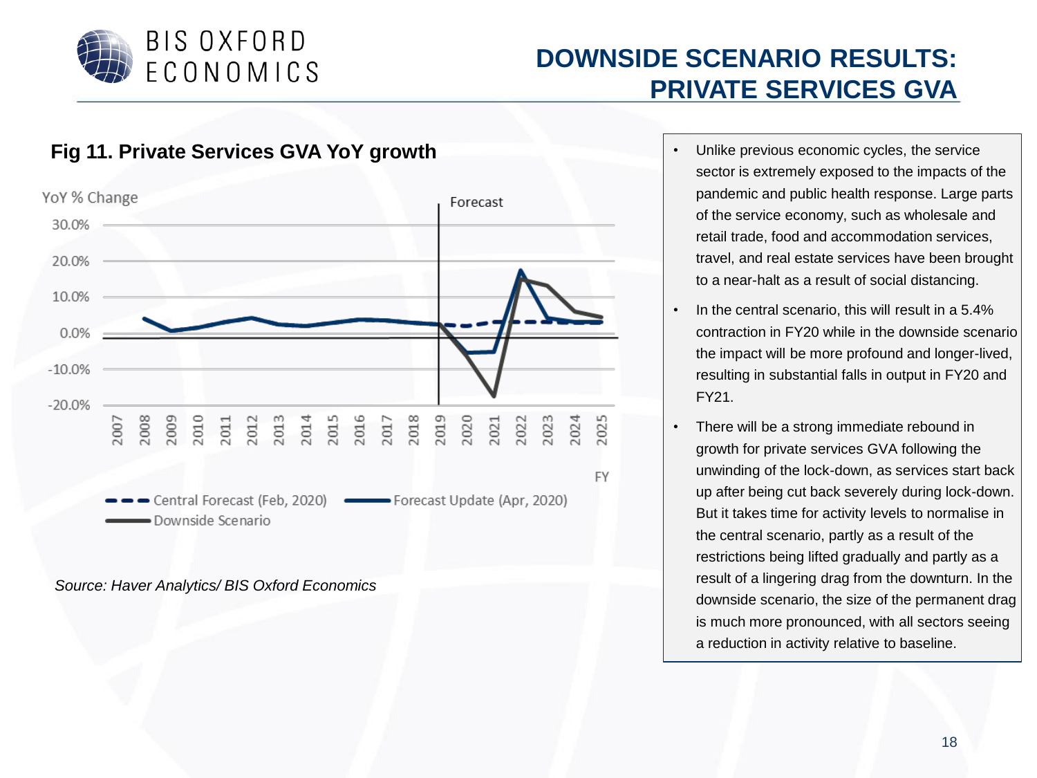# DOWNSIDE SCENARIO RESULTS: PRIVATE SERVICES GVA

**Fig 11. Private Services GVA YoY growth**

*Source: Haver Analytics/ BIS Oxford Economics*

- Unlike previous economic cycles, the service sector is extremely exposed to the impacts of the pandemic and public health response. Large parts of the service economy, such as wholesale and retail trade, food and accommodation services, travel, and real estate services have been brought to a near-halt as a result of social distancing.
- In the central scenario, this will result in a 5.4% contraction in FY20 while in the downside scenario the impact will be more profound and longer-lived, resulting in substantial falls in output in FY20 and FY21.
- There will be a strong immediate rebound in growth for private services GVA following the unwinding of the lock-down, as services start back up after being cut back severely during lock-down. But it takes time for activity levels to normalise in the central scenario, partly as a result of the restrictions being lifted gradually and partly as a result of a lingering drag from the downturn. In the downside scenario, the size of the permanent drag is much more pronounced, with all sectors seeing a reduction in activity relative to baseline.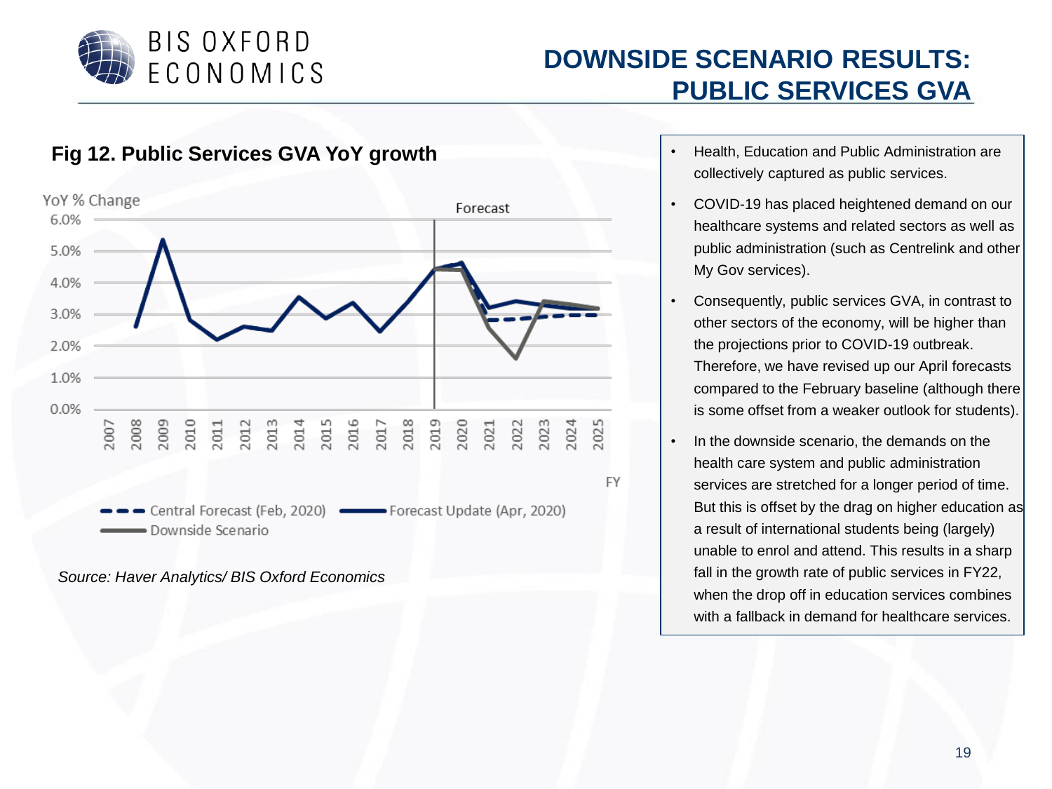# DOWNSIDE SCENARIO RESULTS: PUBLIC SERVICES GVA

## Fig 12. Public Services GVA YoY growth

*Source: Haver Analytics/ BIS Oxford Economics*

- Health, Education and Public Administration are collectively captured as public services.
- COVID-19 has placed heightened demand on our healthcare systems and related sectors as well as public administration (such as Centrelink and other My Gov services).
- Consequently, public services GVA, in contrast to other sectors of the economy, will be higher than the projections prior to COVID-19 outbreak. Therefore, we have revised up our April forecasts compared to the February baseline (although there is some offset from a weaker outlook for students).
- In the downside scenario, the demands on the health care system and public administration services are stretched for a longer period of time. But this is offset by the drag on higher education as a result of international students being (largely) unable to enrol and attend. This results in a sharp fall in the growth rate of public services in FY22, when the drop off in education services combines with a fallback in demand for healthcare services.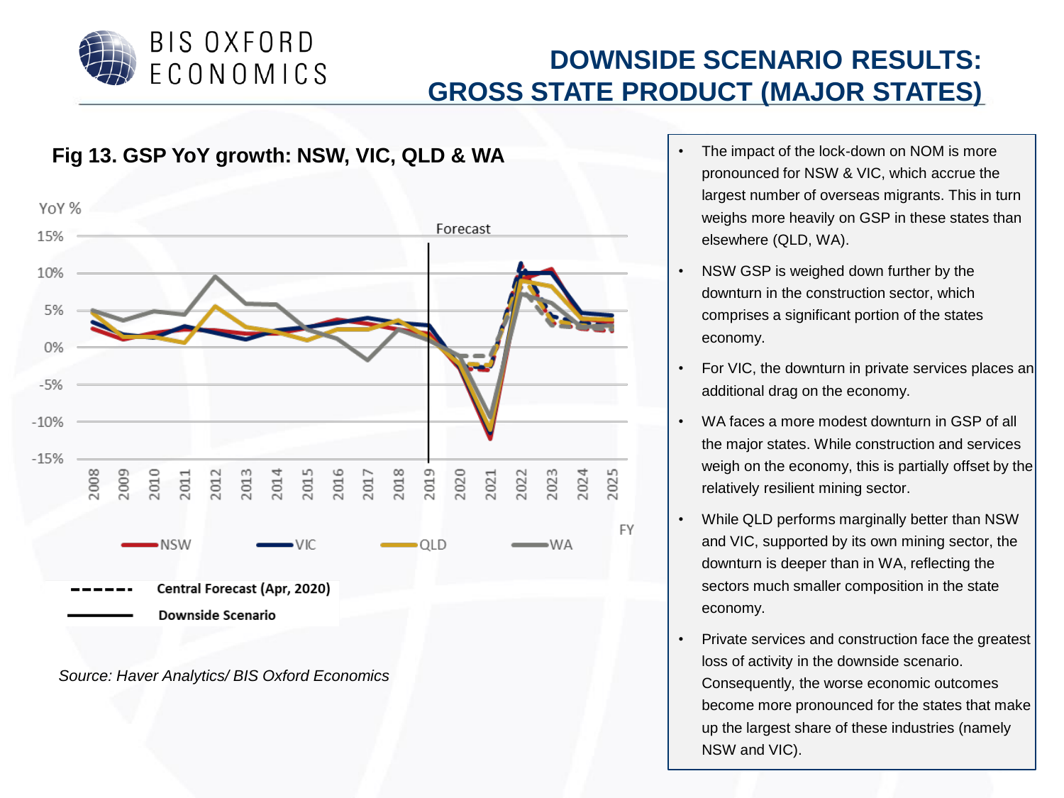# DOWNSIDE SCENARIO RESULTS: GROSS STATE PRODUCT (MAJOR STATES)

## Fig 13. GSP YoY growth: NSW, VIC, QLD & WA

*Source: Haver Analytics/ BIS Oxford Economics*

- The impact of the lock-down on NOM is more pronounced for NSW & VIC, which accrue the largest number of overseas migrants. This in turn weighs more heavily on GSP in these states than elsewhere (QLD, WA).
- NSW GSP is weighed down further by the downturn in the construction sector, which comprises a significant portion of the states economy.
- For VIC, the downturn in private services places an additional drag on the economy.
- WA faces a more modest downturn in GSP of all the major states. While construction and services weigh on the economy, this is partially offset by the relatively resilient mining sector.
- While QLD performs marginally better than NSW and VIC, supported by its own mining sector, the downturn is deeper than in WA, reflecting the sectors much smaller composition in the state economy.
- Private services and construction face the greatest loss of activity in the downside scenario. Consequently, the worse economic outcomes become more pronounced for the states that make up the largest share of these industries (namely NSW and VIC).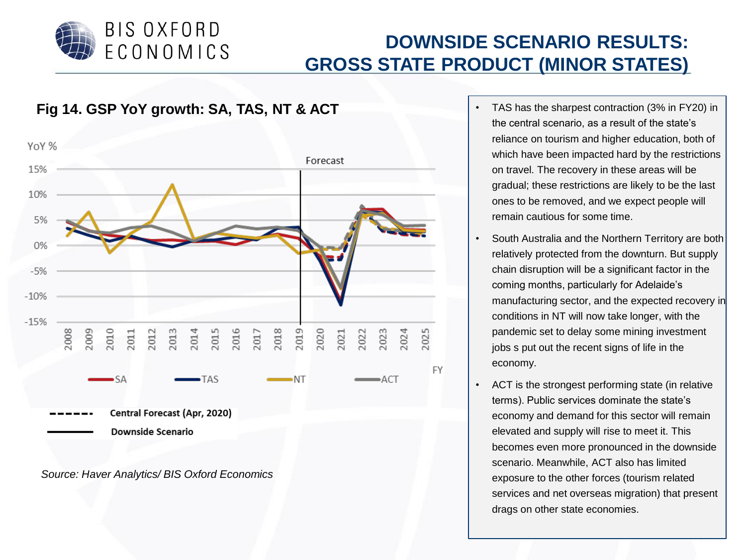# DOWNSIDE SCENARIO RESULTS: GROSS STATE PRODUCT (MINOR STATES)

## Fig 14. GSP YoY growth: SA, TAS, NT & ACT

*Source: Haver Analytics/ BIS Oxford Economics*

- TAS has the sharpest contraction (3% in FY20) in the central scenario, as a result of the state's reliance on tourism and higher education, both of which have been impacted hard by the restrictions on travel. The recovery in these areas will be gradual; these restrictions are likely to be the last ones to be removed, and we expect people will remain cautious for some time.
- South Australia and the Northern Territory are both relatively protected from the downturn. But supply chain disruption will be a significant factor in the coming months, particularly for Adelaide's manufacturing sector, and the expected recovery in conditions in NT will now take longer, with the pandemic set to delay some mining investment jobs s put out the recent signs of life in the economy.
- ACT is the strongest performing state (in relative terms). Public services dominate the state's economy and demand for this sector will remain elevated and supply will rise to meet it. This becomes even more pronounced in the downside scenario. Meanwhile, ACT also has limited exposure to the other forces (tourism related services and net overseas migration) that present drags on other state economies.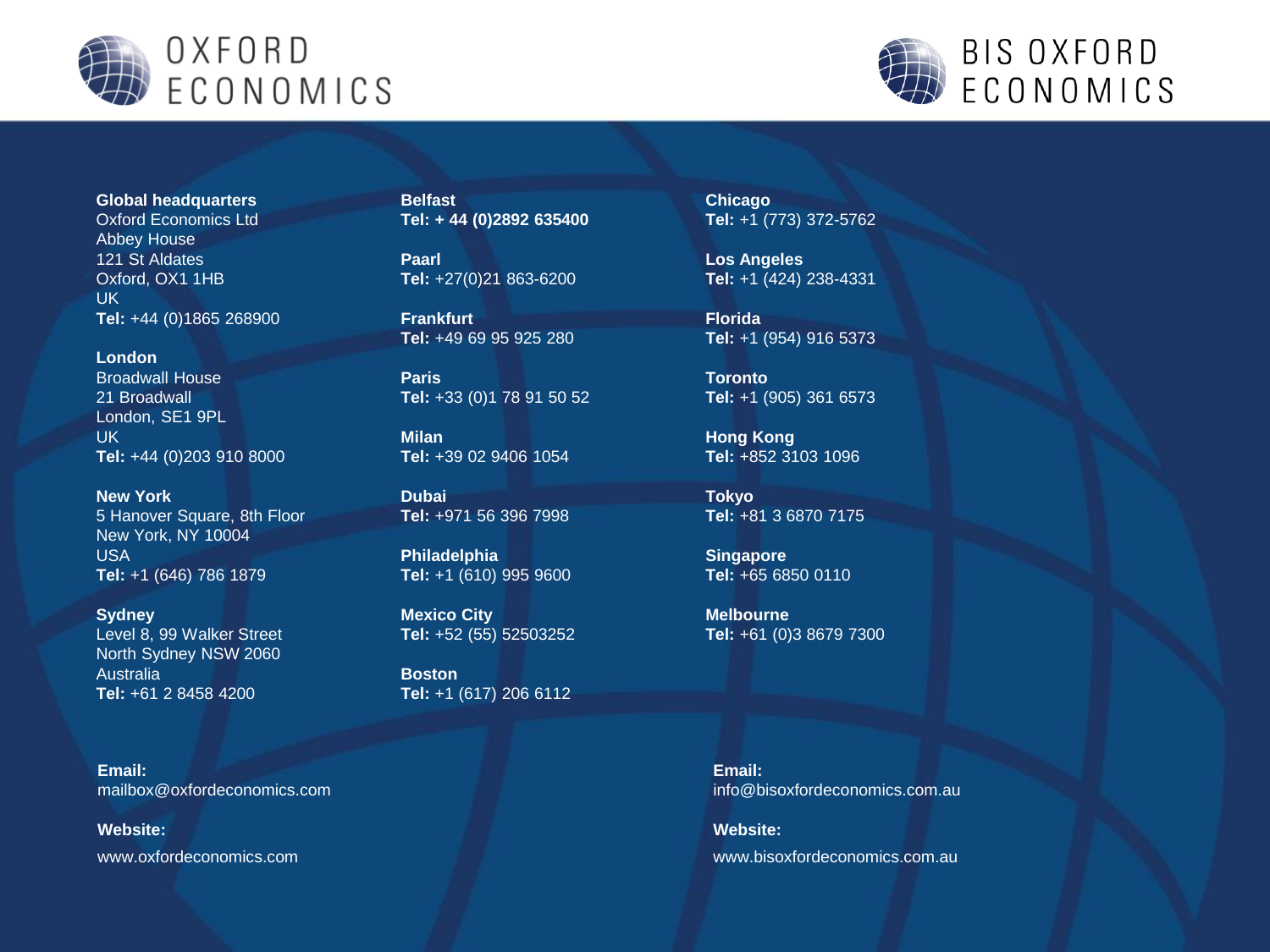OXFORD ECONOMICS

BIS OXFORD ECONOMICS

**Global headquarters**
Oxford Economics Ltd
Abbey House
121 St Aldates
Oxford, OX1 1HB
UK
**Tel:** +44 (0)1865 268900

**London**
Broadwall House
21 Broadwall
London, SE1 9PL
UK
**Tel:** +44 (0)203 910 8000

**New York**
5 Hanover Square, 8th Floor
New York, NY 10004
USA
**Tel:** +1 (646) 786 1879

**Sydney**
Level 8, 99 Walker Street
North Sydney NSW 2060
Australia
**Tel:** +61 2 8458 4200

**Belfast**
**Tel: + 44 (0)2892 635400**

**Paarl**
**Tel:** +27(0)21 863-6200

**Frankfurt**
**Tel:** +49 69 95 925 280

**Paris**
**Tel:** +33 (0)1 78 91 50 52

**Milan**
**Tel:** +39 02 9406 1054

**Dubai**
**Tel:** +971 56 396 7998

**Philadelphia**
**Tel:** +1 (610) 995 9600

**Mexico City**
**Tel:** +52 (55) 52503252

**Boston**
**Tel:** +1 (617) 206 6112

**Chicago**
**Tel:** +1 (773) 372-5762

**Los Angeles**
**Tel:** +1 (424) 238-4331

**Florida**
**Tel:** +1 (954) 916 5373

**Toronto**
**Tel:** +1 (905) 361 6573

**Hong Kong**
**Tel:** +852 3103 1096

**Tokyo**
**Tel:** +81 3 6870 7175

**Singapore**
**Tel:** +65 6850 0110

**Melbourne**
**Tel:** +61 (0)3 8679 7300

**Email:**
mailbox@oxfordeconomics.com

**Website:**
www.oxfordeconomics.com

**Email:**
info@bisoxfordeconomics.com.au

**Website:**
www.bisoxfordeconomics.com.au